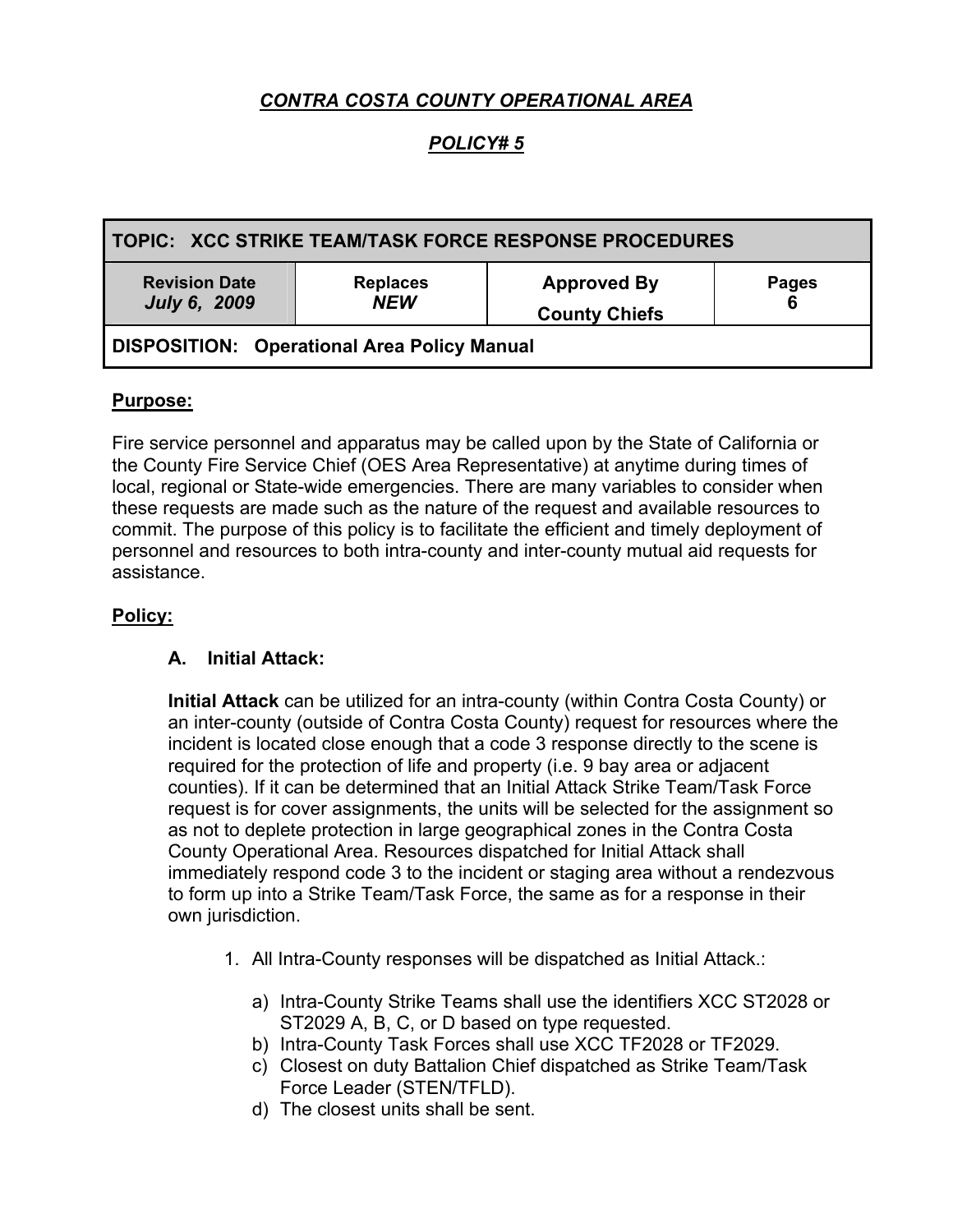# *CONTRA COSTA COUNTY OPERATIONAL AREA*

## *POLICY# 5*

| TOPIC: XCC STRIKE TEAM/TASK FORCE RESPONSE PROCEDURES | | | |
|---|---|---|---|
| **Revision Date** *July 6, 2009* | **Replaces** *NEW* | **Approved By** **County Chiefs** | **Pages** **6** |
| **DISPOSITION: Operational Area Policy Manual** | | | |

**Purpose:**

Fire service personnel and apparatus may be called upon by the State of California or the County Fire Service Chief (OES Area Representative) at anytime during times of local, regional or State-wide emergencies. There are many variables to consider when these requests are made such as the nature of the request and available resources to commit. The purpose of this policy is to facilitate the efficient and timely deployment of personnel and resources to both intra-county and inter-county mutual aid requests for assistance.

**Policy:**

### A. Initial Attack:

**Initial Attack** can be utilized for an intra-county (within Contra Costa County) or an inter-county (outside of Contra Costa County) request for resources where the incident is located close enough that a code 3 response directly to the scene is required for the protection of life and property (i.e. 9 bay area or adjacent counties). If it can be determined that an Initial Attack Strike Team/Task Force request is for cover assignments, the units will be selected for the assignment so as not to deplete protection in large geographical zones in the Contra Costa County Operational Area. Resources dispatched for Initial Attack shall immediately respond code 3 to the incident or staging area without a rendezvous to form up into a Strike Team/Task Force, the same as for a response in their own jurisdiction.

1. All Intra-County responses will be dispatched as Initial Attack.:

    a) Intra-County Strike Teams shall use the identifiers XCC ST2028 or ST2029 A, B, C, or D based on type requested.
    b) Intra-County Task Forces shall use XCC TF2028 or TF2029.
    c) Closest on duty Battalion Chief dispatched as Strike Team/Task Force Leader (STEN/TFLD).
    d) The closest units shall be sent.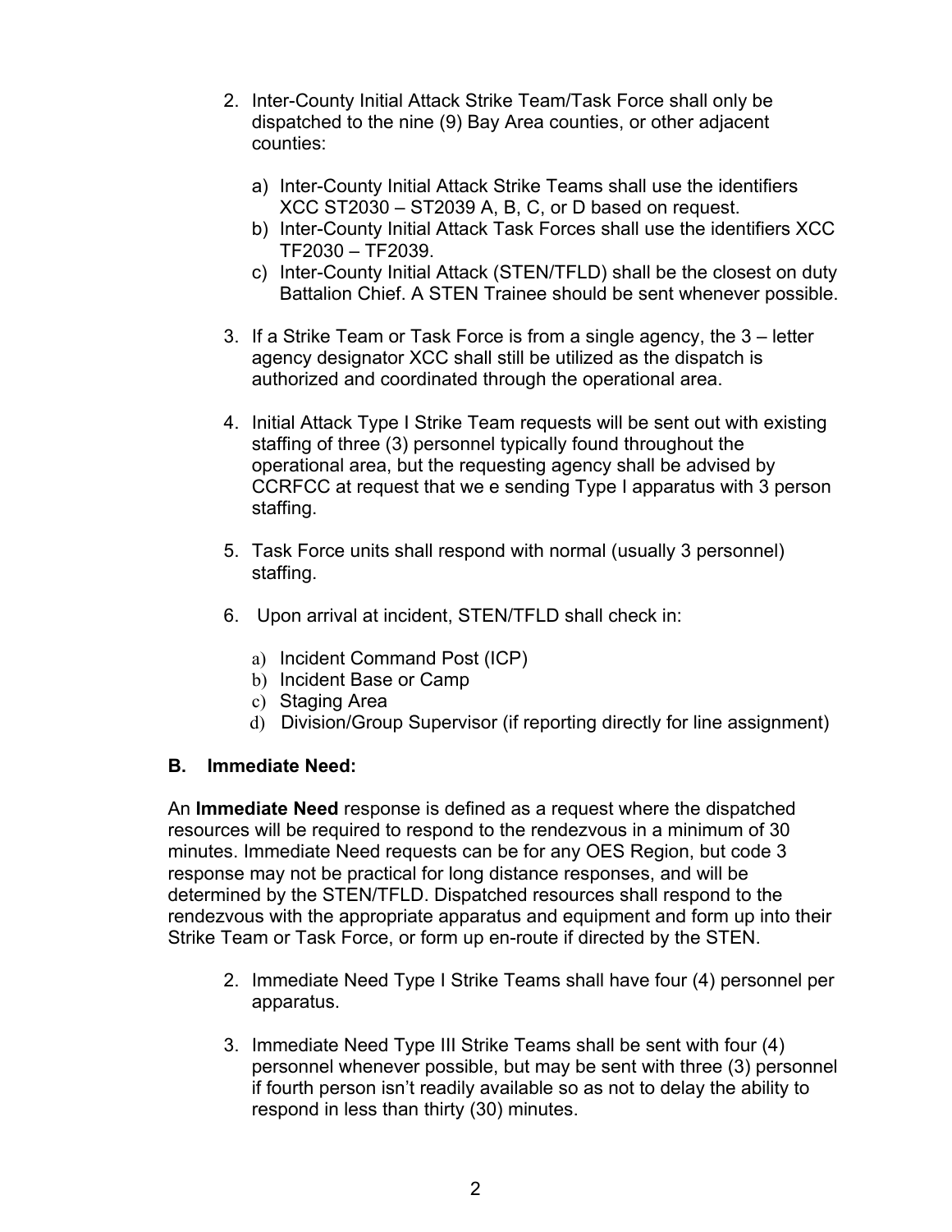2. Inter-County Initial Attack Strike Team/Task Force shall only be dispatched to the nine (9) Bay Area counties, or other adjacent counties:

   a) Inter-County Initial Attack Strike Teams shall use the identifiers XCC ST2030 – ST2039 A, B, C, or D based on request.
   b) Inter-County Initial Attack Task Forces shall use the identifiers XCC TF2030 – TF2039.
   c) Inter-County Initial Attack (STEN/TFLD) shall be the closest on duty Battalion Chief. A STEN Trainee should be sent whenever possible.

3. If a Strike Team or Task Force is from a single agency, the 3 – letter agency designator XCC shall still be utilized as the dispatch is authorized and coordinated through the operational area.

4. Initial Attack Type I Strike Team requests will be sent out with existing staffing of three (3) personnel typically found throughout the operational area, but the requesting agency shall be advised by CCRFCC at request that we e sending Type I apparatus with 3 person staffing.

5. Task Force units shall respond with normal (usually 3 personnel) staffing.

6. Upon arrival at incident, STEN/TFLD shall check in:

   a) Incident Command Post (ICP)
   b) Incident Base or Camp
   c) Staging Area
   d) Division/Group Supervisor (if reporting directly for line assignment)

### B. Immediate Need:

An **Immediate Need** response is defined as a request where the dispatched resources will be required to respond to the rendezvous in a minimum of 30 minutes. Immediate Need requests can be for any OES Region, but code 3 response may not be practical for long distance responses, and will be determined by the STEN/TFLD. Dispatched resources shall respond to the rendezvous with the appropriate apparatus and equipment and form up into their Strike Team or Task Force, or form up en-route if directed by the STEN.

2. Immediate Need Type I Strike Teams shall have four (4) personnel per apparatus.

3. Immediate Need Type III Strike Teams shall be sent with four (4) personnel whenever possible, but may be sent with three (3) personnel if fourth person isn't readily available so as not to delay the ability to respond in less than thirty (30) minutes.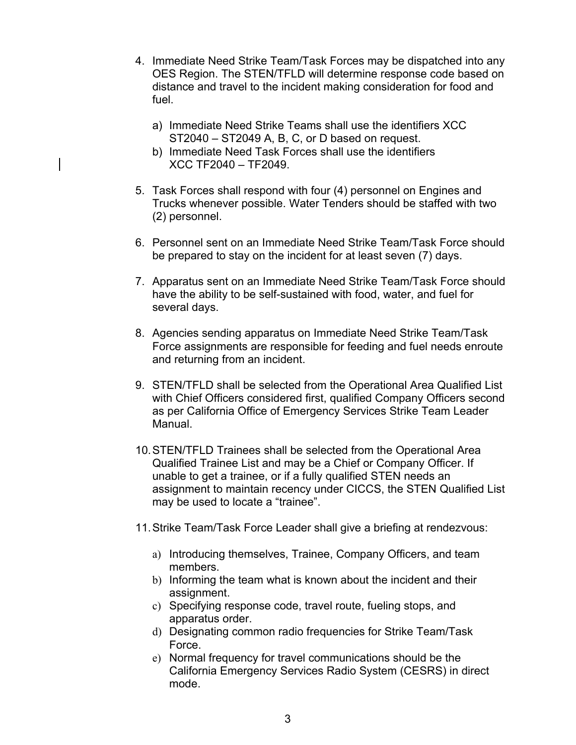4. Immediate Need Strike Team/Task Forces may be dispatched into any OES Region. The STEN/TFLD will determine response code based on distance and travel to the incident making consideration for food and fuel.

    a) Immediate Need Strike Teams shall use the identifiers XCC ST2040 – ST2049 A, B, C, or D based on request.
    b) Immediate Need Task Forces shall use the identifiers XCC TF2040 – TF2049.

5. Task Forces shall respond with four (4) personnel on Engines and Trucks whenever possible. Water Tenders should be staffed with two (2) personnel.

6. Personnel sent on an Immediate Need Strike Team/Task Force should be prepared to stay on the incident for at least seven (7) days.

7. Apparatus sent on an Immediate Need Strike Team/Task Force should have the ability to be self-sustained with food, water, and fuel for several days.

8. Agencies sending apparatus on Immediate Need Strike Team/Task Force assignments are responsible for feeding and fuel needs enroute and returning from an incident.

9. STEN/TFLD shall be selected from the Operational Area Qualified List with Chief Officers considered first, qualified Company Officers second as per California Office of Emergency Services Strike Team Leader Manual.

10. STEN/TFLD Trainees shall be selected from the Operational Area Qualified Trainee List and may be a Chief or Company Officer. If unable to get a trainee, or if a fully qualified STEN needs an assignment to maintain recency under CICCS, the STEN Qualified List may be used to locate a "trainee".

11. Strike Team/Task Force Leader shall give a briefing at rendezvous:

    a) Introducing themselves, Trainee, Company Officers, and team members.
    b) Informing the team what is known about the incident and their assignment.
    c) Specifying response code, travel route, fueling stops, and apparatus order.
    d) Designating common radio frequencies for Strike Team/Task Force.
    e) Normal frequency for travel communications should be the California Emergency Services Radio System (CESRS) in direct mode.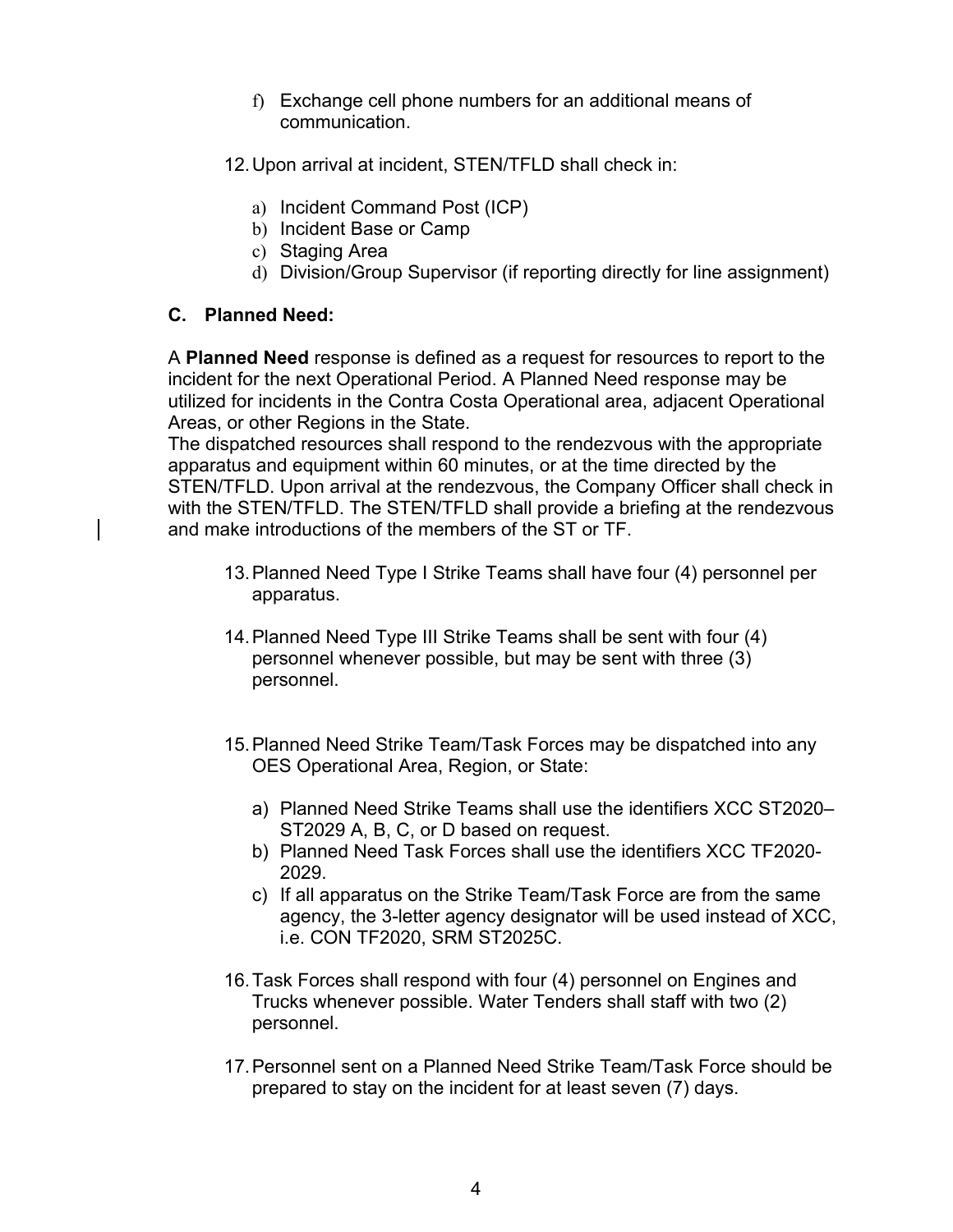f) Exchange cell phone numbers for an additional means of communication.

12. Upon arrival at incident, STEN/TFLD shall check in:

    a) Incident Command Post (ICP)
    b) Incident Base or Camp
    c) Staging Area
    d) Division/Group Supervisor (if reporting directly for line assignment)

### C. Planned Need:

A **Planned Need** response is defined as a request for resources to report to the incident for the next Operational Period. A Planned Need response may be utilized for incidents in the Contra Costa Operational area, adjacent Operational Areas, or other Regions in the State.
The dispatched resources shall respond to the rendezvous with the appropriate apparatus and equipment within 60 minutes, or at the time directed by the STEN/TFLD. Upon arrival at the rendezvous, the Company Officer shall check in with the STEN/TFLD. The STEN/TFLD shall provide a briefing at the rendezvous and make introductions of the members of the ST or TF.

13. Planned Need Type I Strike Teams shall have four (4) personnel per apparatus.

14. Planned Need Type III Strike Teams shall be sent with four (4) personnel whenever possible, but may be sent with three (3) personnel.

15. Planned Need Strike Team/Task Forces may be dispatched into any OES Operational Area, Region, or State:

    a) Planned Need Strike Teams shall use the identifiers XCC ST2020–ST2029 A, B, C, or D based on request.
    b) Planned Need Task Forces shall use the identifiers XCC TF2020-2029.
    c) If all apparatus on the Strike Team/Task Force are from the same agency, the 3-letter agency designator will be used instead of XCC, i.e. CON TF2020, SRM ST2025C.

16. Task Forces shall respond with four (4) personnel on Engines and Trucks whenever possible. Water Tenders shall staff with two (2) personnel.

17. Personnel sent on a Planned Need Strike Team/Task Force should be prepared to stay on the incident for at least seven (7) days.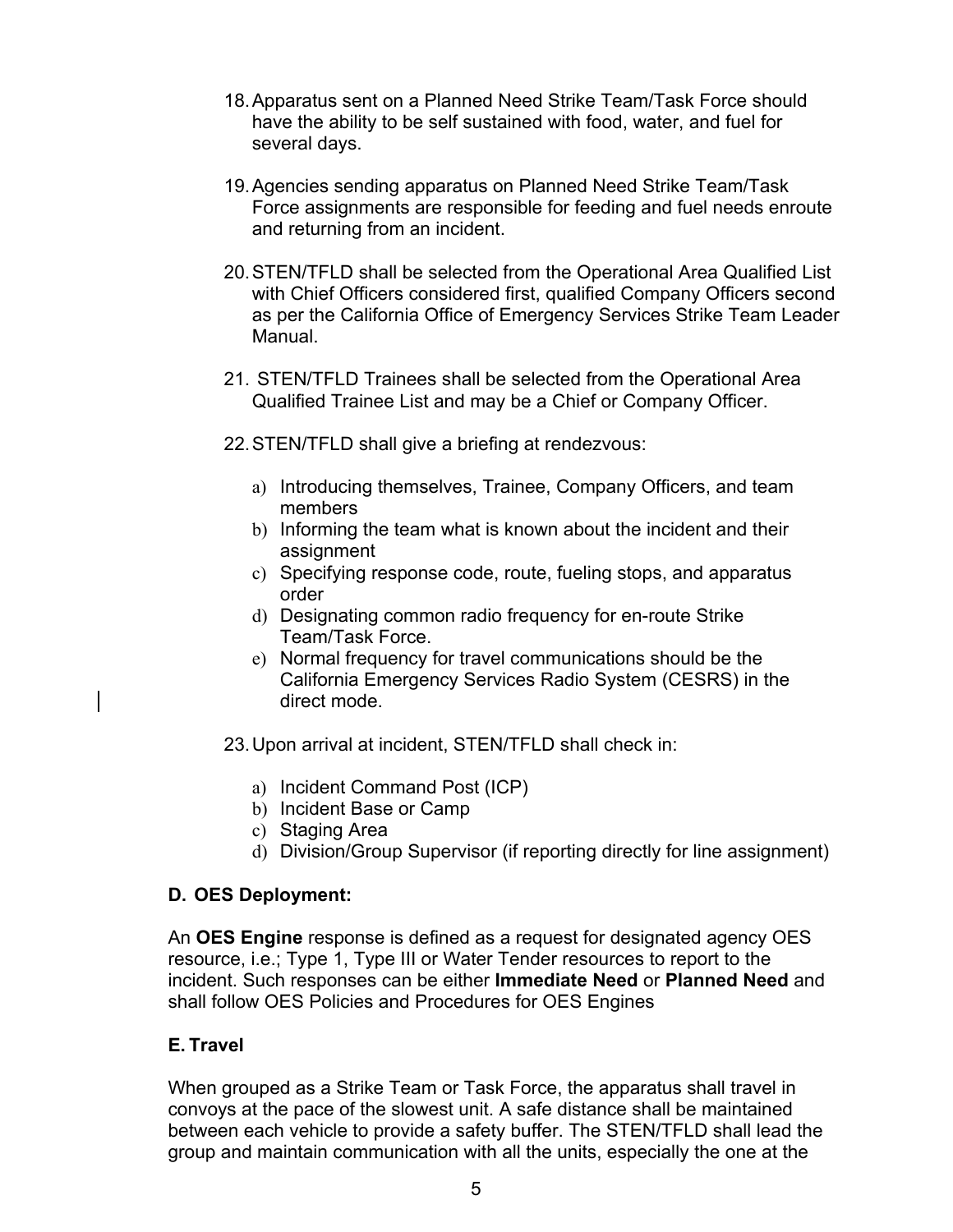18. Apparatus sent on a Planned Need Strike Team/Task Force should have the ability to be self sustained with food, water, and fuel for several days.

19. Agencies sending apparatus on Planned Need Strike Team/Task Force assignments are responsible for feeding and fuel needs enroute and returning from an incident.

20. STEN/TFLD shall be selected from the Operational Area Qualified List with Chief Officers considered first, qualified Company Officers second as per the California Office of Emergency Services Strike Team Leader Manual.

21. STEN/TFLD Trainees shall be selected from the Operational Area Qualified Trainee List and may be a Chief or Company Officer.

22. STEN/TFLD shall give a briefing at rendezvous:

    a) Introducing themselves, Trainee, Company Officers, and team members
    b) Informing the team what is known about the incident and their assignment
    c) Specifying response code, route, fueling stops, and apparatus order
    d) Designating common radio frequency for en-route Strike Team/Task Force.
    e) Normal frequency for travel communications should be the California Emergency Services Radio System (CESRS) in the direct mode.

23. Upon arrival at incident, STEN/TFLD shall check in:

    a) Incident Command Post (ICP)
    b) Incident Base or Camp
    c) Staging Area
    d) Division/Group Supervisor (if reporting directly for line assignment)

### D. OES Deployment:

An **OES Engine** response is defined as a request for designated agency OES resource, i.e.; Type 1, Type III or Water Tender resources to report to the incident. Such responses can be either **Immediate Need** or **Planned Need** and shall follow OES Policies and Procedures for OES Engines

### E. Travel

When grouped as a Strike Team or Task Force, the apparatus shall travel in convoys at the pace of the slowest unit. A safe distance shall be maintained between each vehicle to provide a safety buffer. The STEN/TFLD shall lead the group and maintain communication with all the units, especially the one at the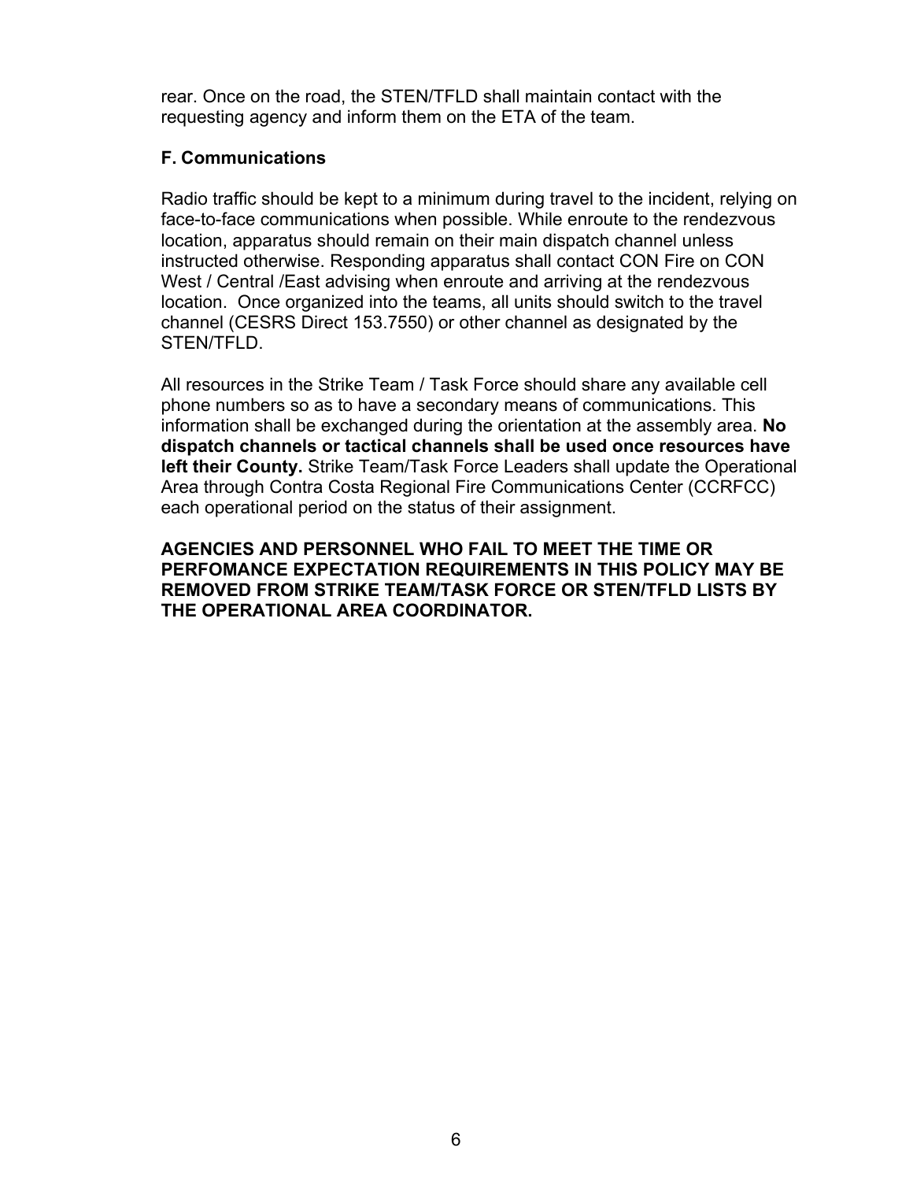rear. Once on the road, the STEN/TFLD shall maintain contact with the requesting agency and inform them on the ETA of the team.

### F. Communications

Radio traffic should be kept to a minimum during travel to the incident, relying on face-to-face communications when possible. While enroute to the rendezvous location, apparatus should remain on their main dispatch channel unless instructed otherwise. Responding apparatus shall contact CON Fire on CON West / Central /East advising when enroute and arriving at the rendezvous location. Once organized into the teams, all units should switch to the travel channel (CESRS Direct 153.7550) or other channel as designated by the STEN/TFLD.

All resources in the Strike Team / Task Force should share any available cell phone numbers so as to have a secondary means of communications. This information shall be exchanged during the orientation at the assembly area. **No dispatch channels or tactical channels shall be used once resources have left their County.** Strike Team/Task Force Leaders shall update the Operational Area through Contra Costa Regional Fire Communications Center (CCRFCC) each operational period on the status of their assignment.

**AGENCIES AND PERSONNEL WHO FAIL TO MEET THE TIME OR PERFOMANCE EXPECTATION REQUIREMENTS IN THIS POLICY MAY BE REMOVED FROM STRIKE TEAM/TASK FORCE OR STEN/TFLD LISTS BY THE OPERATIONAL AREA COORDINATOR.**